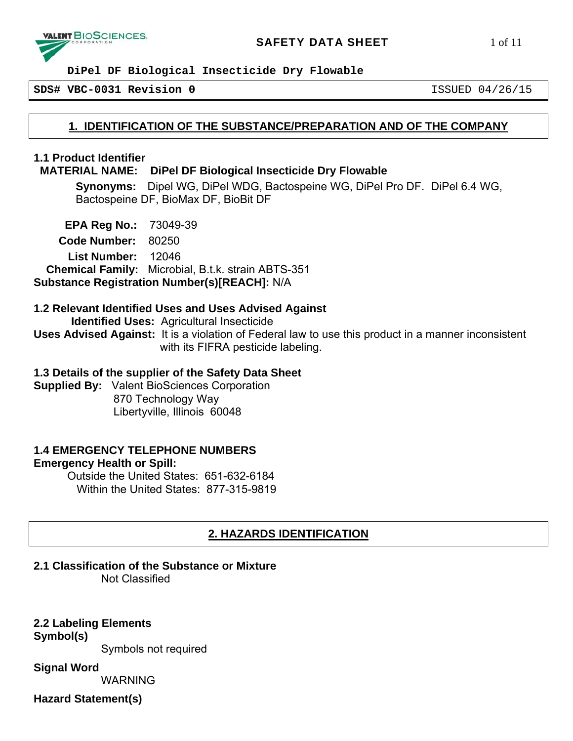**SAFETY DATA SHEET**

**DiPel DF Biological Insecticide Dry Flowable**

**SDS# VBC-0031 Revision 0** ISSUED 04/26/15

## 1. IDENTIFICATION OF THE SUBSTANCE/PREPARATION AND OF THE COMPANY

### 1.1 Product Identifier

**MATERIAL NAME: DiPel DF Biological Insecticide Dry Flowable**

**Synonyms:** Dipel WG, DiPel WDG, Bactospeine WG, DiPel Pro DF. DiPel 6.4 WG, Bactospeine DF, BioMax DF, BioBit DF

**EPA Reg No.:** 73049-39

**Code Number:** 80250

**List Number:** 12046

**Chemical Family:** Microbial, B.t.k. strain ABTS-351

**Substance Registration Number(s)[REACH]:** N/A

### 1.2 Relevant Identified Uses and Uses Advised Against

**Identified Uses:** Agricultural Insecticide

**Uses Advised Against:** It is a violation of Federal law to use this product in a manner inconsistent with its FIFRA pesticide labeling.

### 1.3 Details of the supplier of the Safety Data Sheet

**Supplied By:** Valent BioSciences Corporation
870 Technology Way
Libertyville, Illinois 60048

### 1.4 EMERGENCY TELEPHONE NUMBERS

**Emergency Health or Spill:**

Outside the United States: 651-632-6184
Within the United States: 877-315-9819

## 2. HAZARDS IDENTIFICATION

### 2.1 Classification of the Substance or Mixture

Not Classified

### 2.2 Labeling Elements

**Symbol(s)**

Symbols not required

**Signal Word**

WARNING

**Hazard Statement(s)**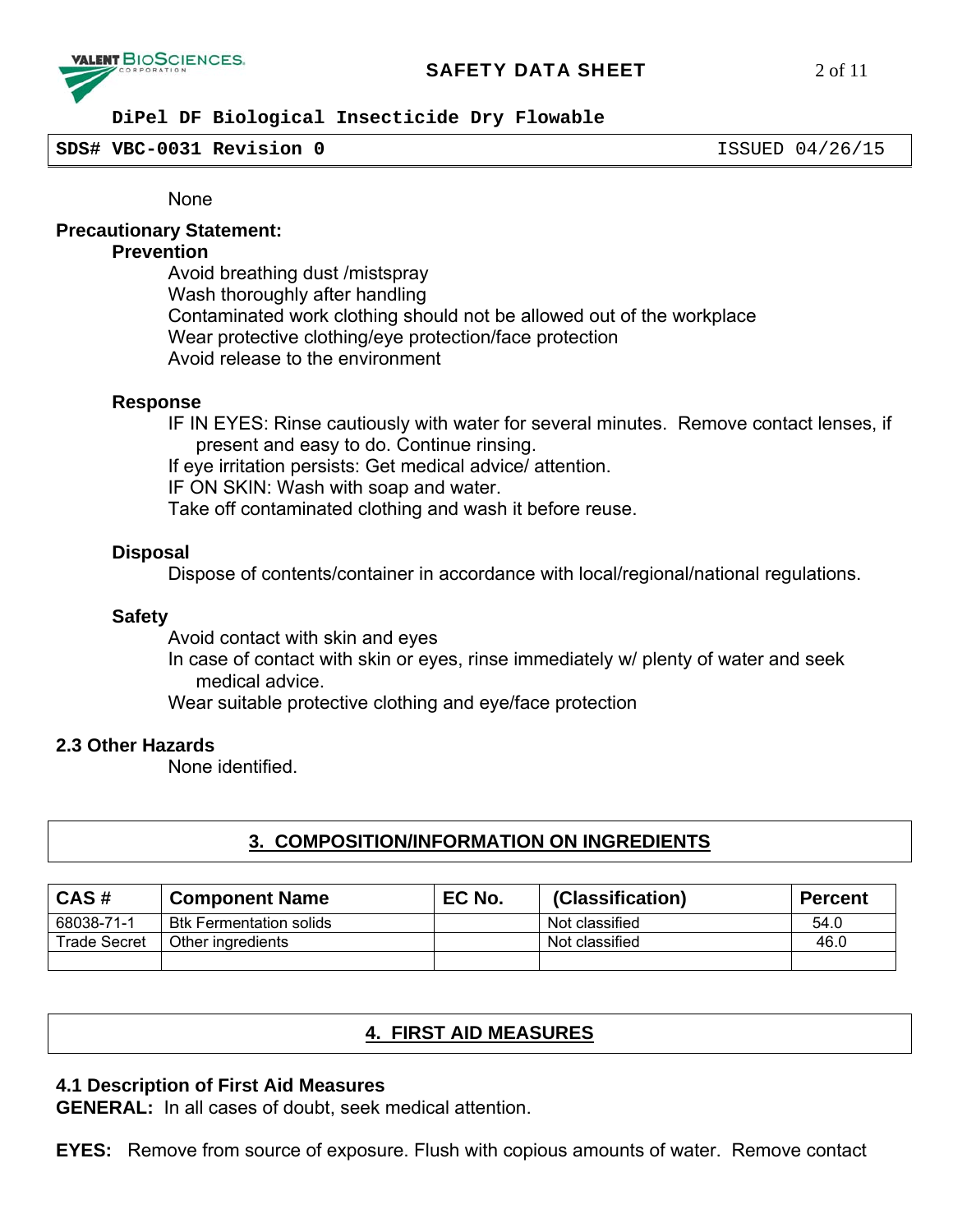None

**Precautionary Statement:**

**Prevention**

Avoid breathing dust /mistspray
Wash thoroughly after handling
Contaminated work clothing should not be allowed out of the workplace
Wear protective clothing/eye protection/face protection
Avoid release to the environment

**Response**

IF IN EYES: Rinse cautiously with water for several minutes. Remove contact lenses, if present and easy to do. Continue rinsing.
If eye irritation persists: Get medical advice/ attention.
IF ON SKIN: Wash with soap and water.
Take off contaminated clothing and wash it before reuse.

**Disposal**

Dispose of contents/container in accordance with local/regional/national regulations.

**Safety**

Avoid contact with skin and eyes
In case of contact with skin or eyes, rinse immediately w/ plenty of water and seek medical advice.
Wear suitable protective clothing and eye/face protection

### 2.3 Other Hazards

None identified.

## 3. COMPOSITION/INFORMATION ON INGREDIENTS

| CAS # | Component Name | EC No. | (Classification) | Percent |
|---|---|---|---|---|
| 68038-71-1 | Btk Fermentation solids | | Not classified | 54.0 |
| Trade Secret | Other ingredients | | Not classified | 46.0 |
| | | | | |

## 4. FIRST AID MEASURES

### 4.1 Description of First Aid Measures

**GENERAL:** In all cases of doubt, seek medical attention.

**EYES:** Remove from source of exposure. Flush with copious amounts of water. Remove contact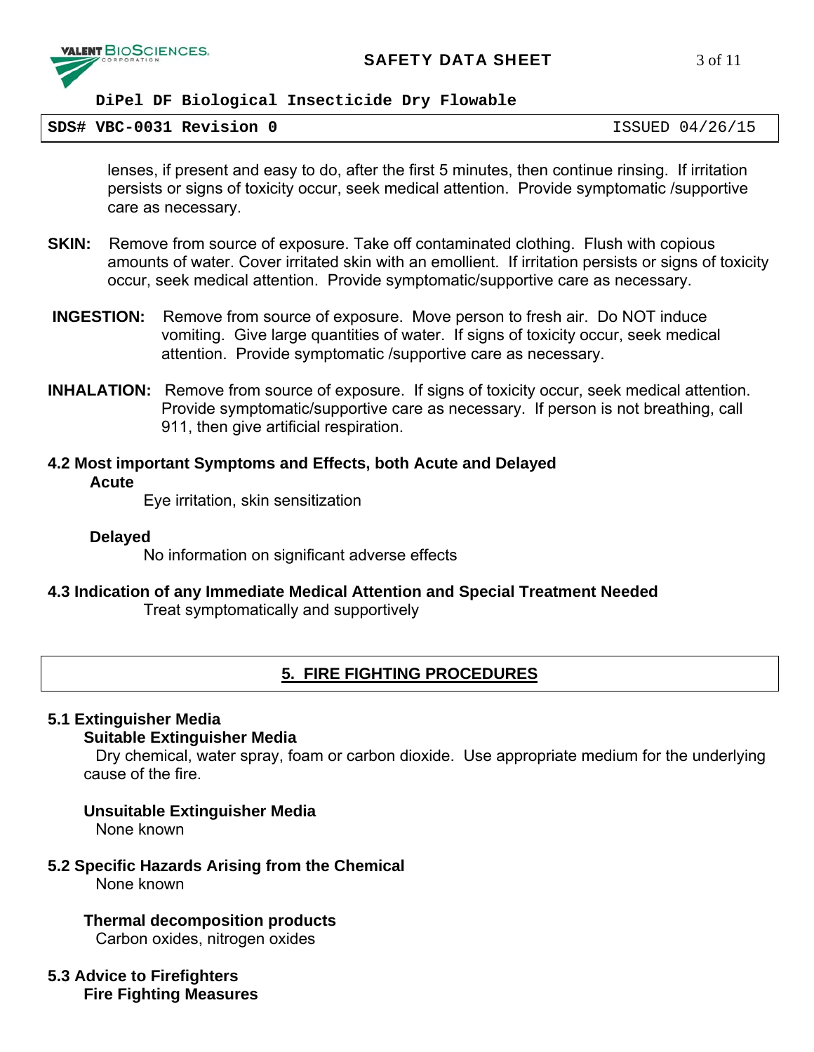lenses, if present and easy to do, after the first 5 minutes, then continue rinsing. If irritation persists or signs of toxicity occur, seek medical attention. Provide symptomatic /supportive care as necessary.

**SKIN:** Remove from source of exposure. Take off contaminated clothing. Flush with copious amounts of water. Cover irritated skin with an emollient. If irritation persists or signs of toxicity occur, seek medical attention. Provide symptomatic/supportive care as necessary.

**INGESTION:** Remove from source of exposure. Move person to fresh air. Do NOT induce vomiting. Give large quantities of water. If signs of toxicity occur, seek medical attention. Provide symptomatic /supportive care as necessary.

**INHALATION:** Remove from source of exposure. If signs of toxicity occur, seek medical attention. Provide symptomatic/supportive care as necessary. If person is not breathing, call 911, then give artificial respiration.

### 4.2 Most important Symptoms and Effects, both Acute and Delayed

**Acute**

Eye irritation, skin sensitization

**Delayed**

No information on significant adverse effects

### 4.3 Indication of any Immediate Medical Attention and Special Treatment Needed

Treat symptomatically and supportively

## 5. FIRE FIGHTING PROCEDURES

### 5.1 Extinguisher Media

**Suitable Extinguisher Media**

Dry chemical, water spray, foam or carbon dioxide. Use appropriate medium for the underlying cause of the fire.

**Unsuitable Extinguisher Media**

None known

### 5.2 Specific Hazards Arising from the Chemical

None known

**Thermal decomposition products**

Carbon oxides, nitrogen oxides

### 5.3 Advice to Firefighters

**Fire Fighting Measures**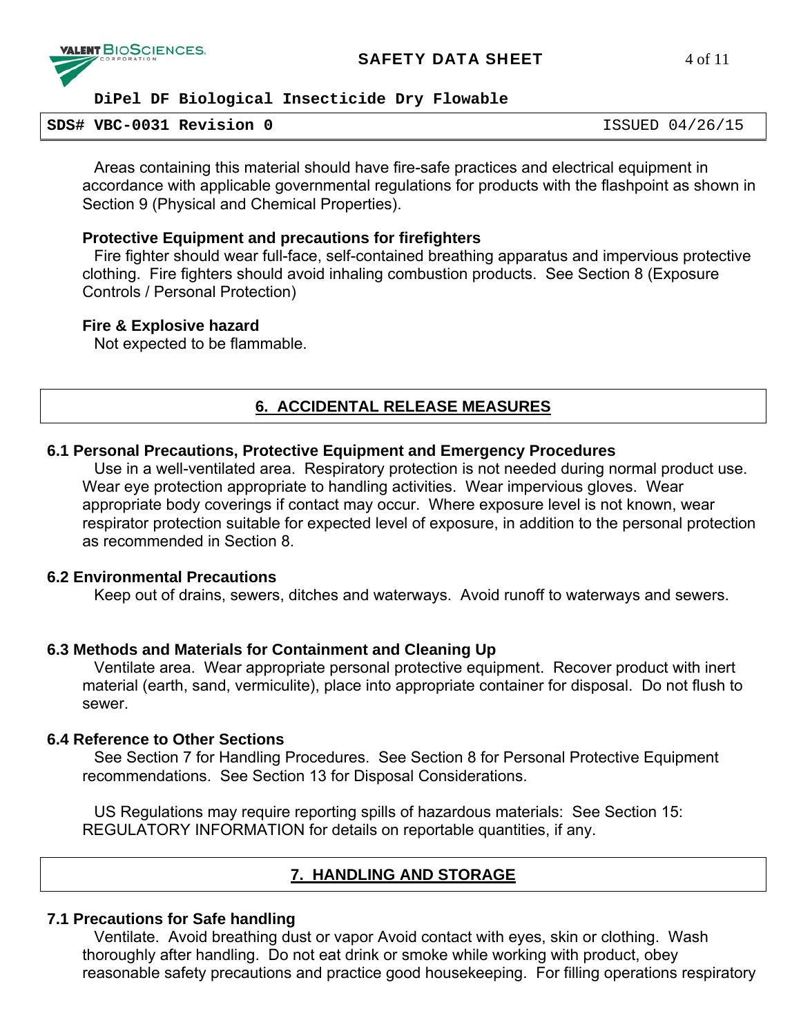Areas containing this material should have fire-safe practices and electrical equipment in accordance with applicable governmental regulations for products with the flashpoint as shown in Section 9 (Physical and Chemical Properties).

**Protective Equipment and precautions for firefighters**

Fire fighter should wear full-face, self-contained breathing apparatus and impervious protective clothing. Fire fighters should avoid inhaling combustion products. See Section 8 (Exposure Controls / Personal Protection)

**Fire & Explosive hazard**

Not expected to be flammable.

## 6. ACCIDENTAL RELEASE MEASURES

### 6.1 Personal Precautions, Protective Equipment and Emergency Procedures

Use in a well-ventilated area. Respiratory protection is not needed during normal product use. Wear eye protection appropriate to handling activities. Wear impervious gloves. Wear appropriate body coverings if contact may occur. Where exposure level is not known, wear respirator protection suitable for expected level of exposure, in addition to the personal protection as recommended in Section 8.

### 6.2 Environmental Precautions

Keep out of drains, sewers, ditches and waterways. Avoid runoff to waterways and sewers.

### 6.3 Methods and Materials for Containment and Cleaning Up

Ventilate area. Wear appropriate personal protective equipment. Recover product with inert material (earth, sand, vermiculite), place into appropriate container for disposal. Do not flush to sewer.

### 6.4 Reference to Other Sections

See Section 7 for Handling Procedures. See Section 8 for Personal Protective Equipment recommendations. See Section 13 for Disposal Considerations.

US Regulations may require reporting spills of hazardous materials: See Section 15: REGULATORY INFORMATION for details on reportable quantities, if any.

## 7. HANDLING AND STORAGE

### 7.1 Precautions for Safe handling

Ventilate. Avoid breathing dust or vapor Avoid contact with eyes, skin or clothing. Wash thoroughly after handling. Do not eat drink or smoke while working with product, obey reasonable safety precautions and practice good housekeeping. For filling operations respiratory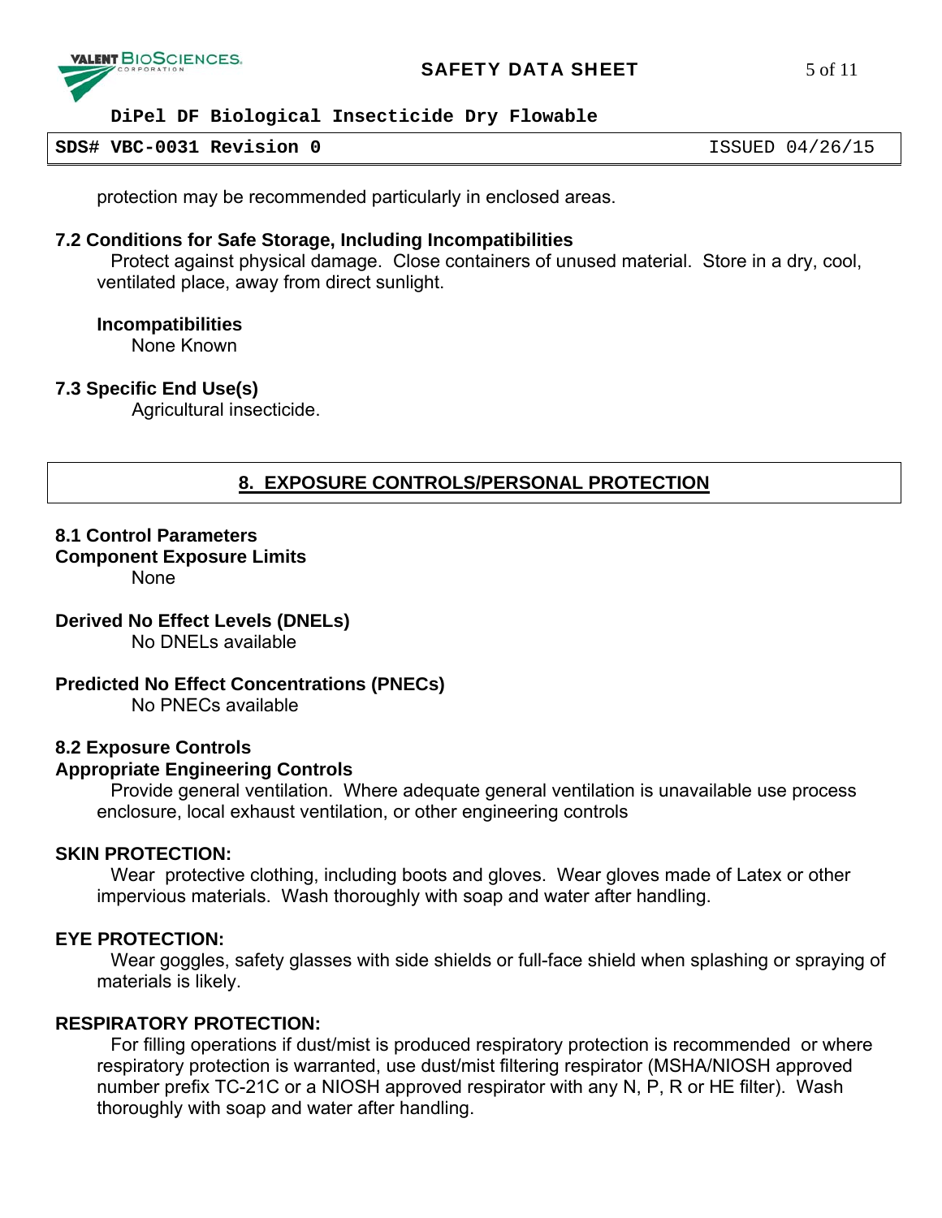protection may be recommended particularly in enclosed areas.

### 7.2 Conditions for Safe Storage, Including Incompatibilities

Protect against physical damage. Close containers of unused material. Store in a dry, cool, ventilated place, away from direct sunlight.

**Incompatibilities**

None Known

### 7.3 Specific End Use(s)

Agricultural insecticide.

## 8. EXPOSURE CONTROLS/PERSONAL PROTECTION

### 8.1 Control Parameters

**Component Exposure Limits**

None

**Derived No Effect Levels (DNELs)**

No DNELs available

**Predicted No Effect Concentrations (PNECs)**

No PNECs available

### 8.2 Exposure Controls

**Appropriate Engineering Controls**

Provide general ventilation. Where adequate general ventilation is unavailable use process enclosure, local exhaust ventilation, or other engineering controls

**SKIN PROTECTION:**

Wear protective clothing, including boots and gloves. Wear gloves made of Latex or other impervious materials. Wash thoroughly with soap and water after handling.

**EYE PROTECTION:**

Wear goggles, safety glasses with side shields or full-face shield when splashing or spraying of materials is likely.

**RESPIRATORY PROTECTION:**

For filling operations if dust/mist is produced respiratory protection is recommended or where respiratory protection is warranted, use dust/mist filtering respirator (MSHA/NIOSH approved number prefix TC-21C or a NIOSH approved respirator with any N, P, R or HE filter). Wash thoroughly with soap and water after handling.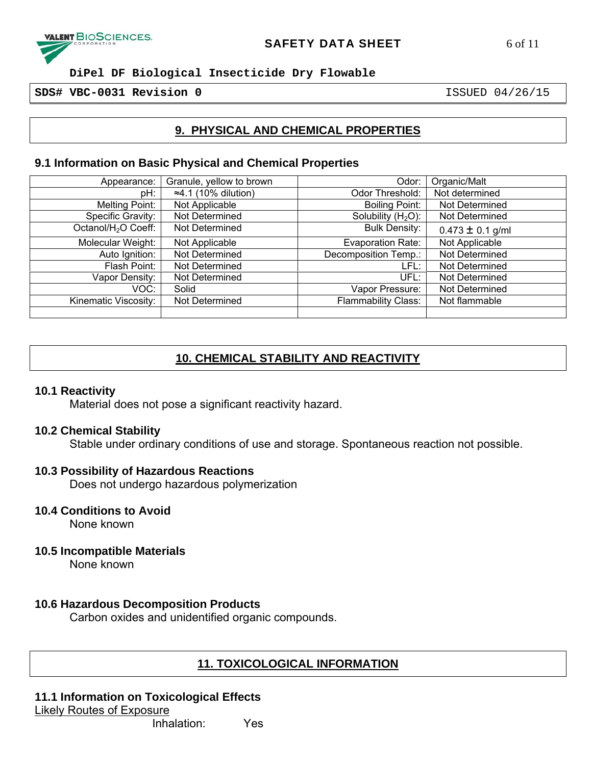## 9. PHYSICAL AND CHEMICAL PROPERTIES

### 9.1 Information on Basic Physical and Chemical Properties

| Appearance: | Granule, yellow to brown | Odor: | Organic/Malt |
|---|---|---|---|
| pH: | ≈4.1 (10% dilution) | Odor Threshold: | Not determined |
| Melting Point: | Not Applicable | Boiling Point: | Not Determined |
| Specific Gravity: | Not Determined | Solubility ($H_2O$): | Not Determined |
| Octanol/$H_2O$ Coeff: | Not Determined | Bulk Density: | 0.473 ± 0.1 g/ml |
| Molecular Weight: | Not Applicable | Evaporation Rate: | Not Applicable |
| Auto Ignition: | Not Determined | Decomposition Temp.: | Not Determined |
| Flash Point: | Not Determined | LFL: | Not Determined |
| Vapor Density: | Not Determined | UFL: | Not Determined |
| VOC: | Solid | Vapor Pressure: | Not Determined |
| Kinematic Viscosity: | Not Determined | Flammability Class: | Not flammable |
| | | | |

## 10. CHEMICAL STABILITY AND REACTIVITY

### 10.1 Reactivity
Material does not pose a significant reactivity hazard.

### 10.2 Chemical Stability
Stable under ordinary conditions of use and storage. Spontaneous reaction not possible.

### 10.3 Possibility of Hazardous Reactions
Does not undergo hazardous polymerization

### 10.4 Conditions to Avoid
None known

### 10.5 Incompatible Materials
None known

### 10.6 Hazardous Decomposition Products
Carbon oxides and unidentified organic compounds.

## 11. TOXICOLOGICAL INFORMATION

### 11.1 Information on Toxicological Effects
Likely Routes of Exposure

Inhalation: Yes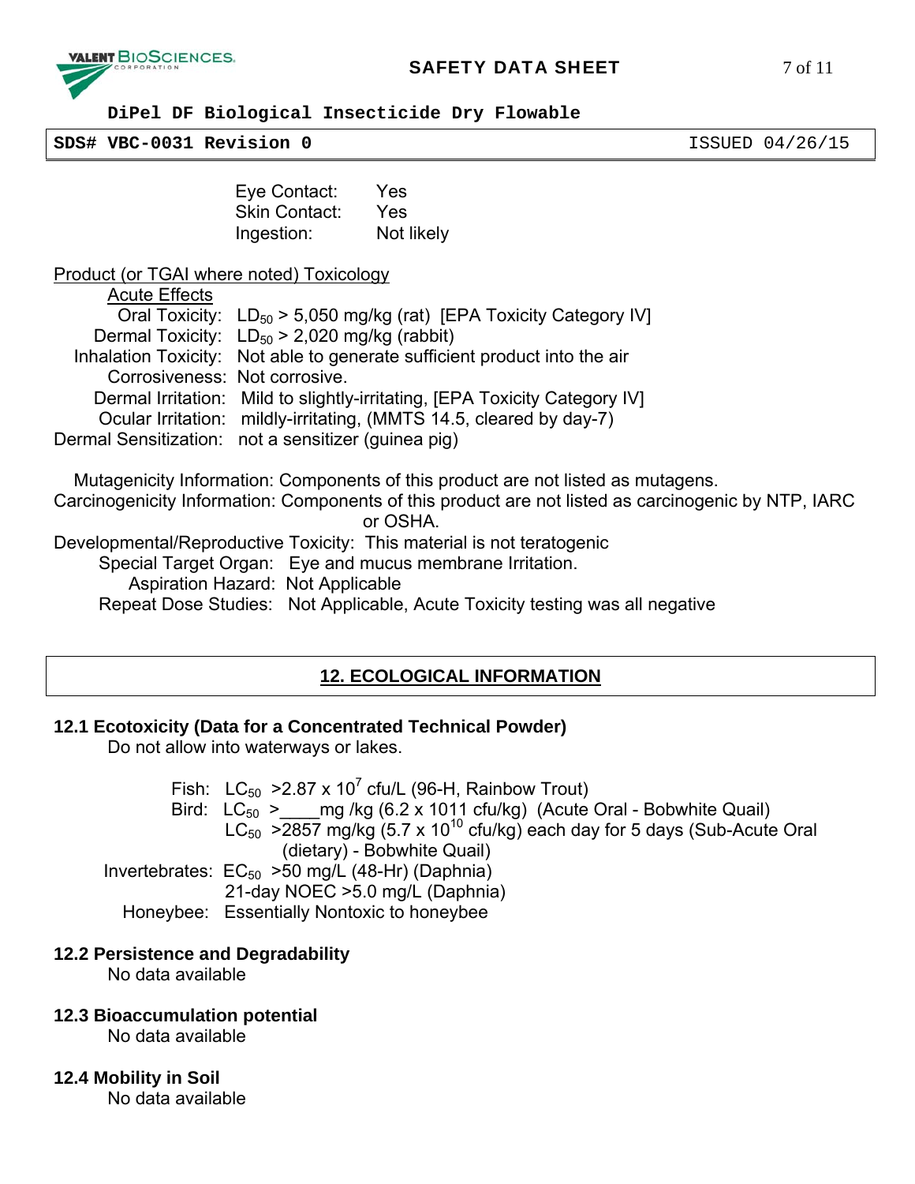**DiPel DF Biological Insecticide Dry Flowable**

**SDS# VBC-0031 Revision 0** ISSUED 04/26/15

| | |
|---|---|
| Eye Contact: | Yes |
| Skin Contact: | Yes |
| Ingestion: | Not likely |

Product (or TGAI where noted) Toxicology

Acute Effects

| | |
|---|---|
| Oral Toxicity: | $LD_{50}$ > 5,050 mg/kg (rat) [EPA Toxicity Category IV] |
| Dermal Toxicity: | $LD_{50}$ > 2,020 mg/kg (rabbit) |
| Inhalation Toxicity: | Not able to generate sufficient product into the air |
| Corrosiveness: | Not corrosive. |
| Dermal Irritation: | Mild to slightly-irritating, [EPA Toxicity Category IV] |
| Ocular Irritation: | mildly-irritating, (MMTS 14.5, cleared by day-7) |
| Dermal Sensitization: | not a sensitizer (guinea pig) |

Mutagenicity Information: Components of this product are not listed as mutagens.

Carcinogenicity Information: Components of this product are not listed as carcinogenic by NTP, IARC or OSHA.

Developmental/Reproductive Toxicity: This material is not teratogenic

Special Target Organ: Eye and mucus membrane Irritation.

Aspiration Hazard: Not Applicable

Repeat Dose Studies: Not Applicable, Acute Toxicity testing was all negative

## 12. ECOLOGICAL INFORMATION

### 12.1 Ecotoxicity (Data for a Concentrated Technical Powder)

Do not allow into waterways or lakes.

| | |
|---|---|
| Fish: | $LC_{50}$ >2.87 x $10^{7}$ cfu/L (96-H, Rainbow Trout) |
| Bird: | $LC_{50}$ >____mg /kg (6.2 x 1011 cfu/kg) (Acute Oral - Bobwhite Quail) |
| | $LC_{50}$ >2857 mg/kg (5.7 x $10^{10}$ cfu/kg) each day for 5 days (Sub-Acute Oral (dietary) - Bobwhite Quail) |
| Invertebrates: | $EC_{50}$ >50 mg/L (48-Hr) (Daphnia) |
| | 21-day NOEC >5.0 mg/L (Daphnia) |
| Honeybee: | Essentially Nontoxic to honeybee |

### 12.2 Persistence and Degradability

No data available

### 12.3 Bioaccumulation potential

No data available

### 12.4 Mobility in Soil

No data available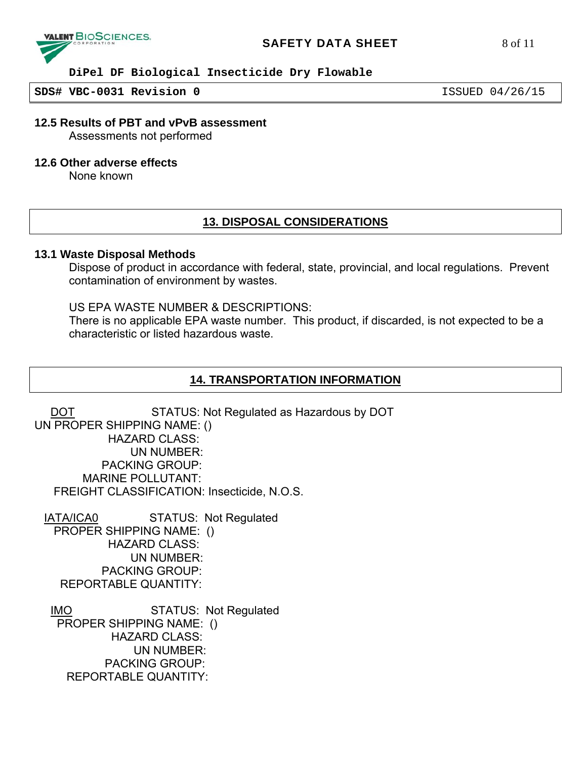### 12.5 Results of PBT and vPvB assessment

Assessments not performed

### 12.6 Other adverse effects

None known

## 13. DISPOSAL CONSIDERATIONS

### 13.1 Waste Disposal Methods

Dispose of product in accordance with federal, state, provincial, and local regulations. Prevent contamination of environment by wastes.

US EPA WASTE NUMBER & DESCRIPTIONS:
There is no applicable EPA waste number. This product, if discarded, is not expected to be a characteristic or listed hazardous waste.

## 14. TRANSPORTATION INFORMATION

DOT STATUS: Not Regulated as Hazardous by DOT
UN PROPER SHIPPING NAME: ()
HAZARD CLASS:
UN NUMBER:
PACKING GROUP:
MARINE POLLUTANT:
FREIGHT CLASSIFICATION: Insecticide, N.O.S.

IATA/ICA0 STATUS: Not Regulated
PROPER SHIPPING NAME: ()
HAZARD CLASS:
UN NUMBER:
PACKING GROUP:
REPORTABLE QUANTITY:

IMO STATUS: Not Regulated
PROPER SHIPPING NAME: ()
HAZARD CLASS:
UN NUMBER:
PACKING GROUP:
REPORTABLE QUANTITY: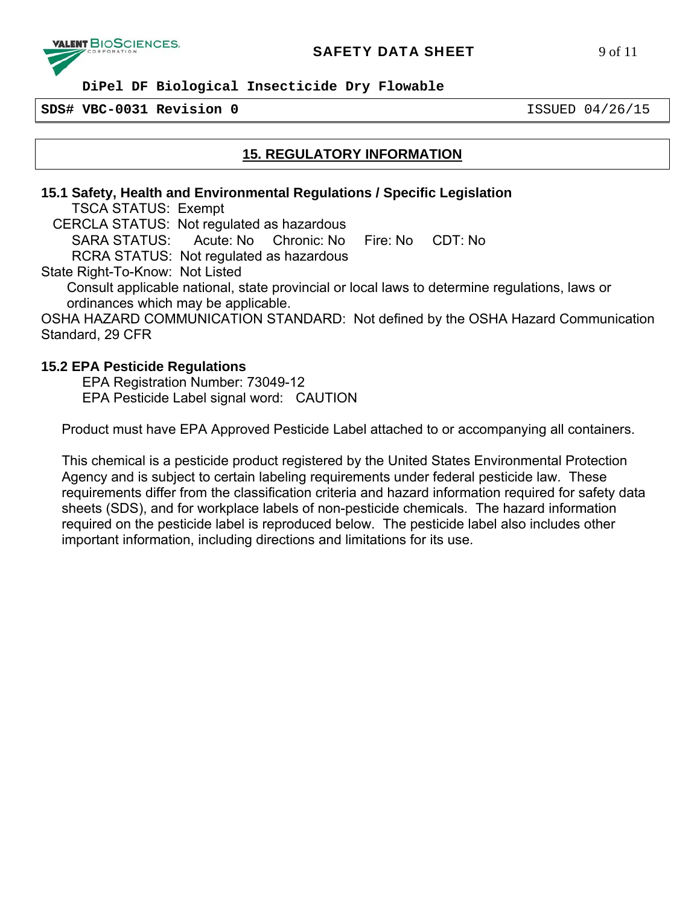**DiPel DF Biological Insecticide Dry Flowable**

**SDS# VBC-0031 Revision 0** ISSUED 04/26/15

## 15. REGULATORY INFORMATION

### 15.1 Safety, Health and Environmental Regulations / Specific Legislation

TSCA STATUS: Exempt
CERCLA STATUS: Not regulated as hazardous
SARA STATUS: Acute: No Chronic: No Fire: No CDT: No
RCRA STATUS: Not regulated as hazardous
State Right-To-Know: Not Listed

Consult applicable national, state provincial or local laws to determine regulations, laws or ordinances which may be applicable.

OSHA HAZARD COMMUNICATION STANDARD: Not defined by the OSHA Hazard Communication Standard, 29 CFR

### 15.2 EPA Pesticide Regulations

EPA Registration Number: 73049-12
EPA Pesticide Label signal word: CAUTION

Product must have EPA Approved Pesticide Label attached to or accompanying all containers.

This chemical is a pesticide product registered by the United States Environmental Protection Agency and is subject to certain labeling requirements under federal pesticide law. These requirements differ from the classification criteria and hazard information required for safety data sheets (SDS), and for workplace labels of non-pesticide chemicals. The hazard information required on the pesticide label is reproduced below. The pesticide label also includes other important information, including directions and limitations for its use.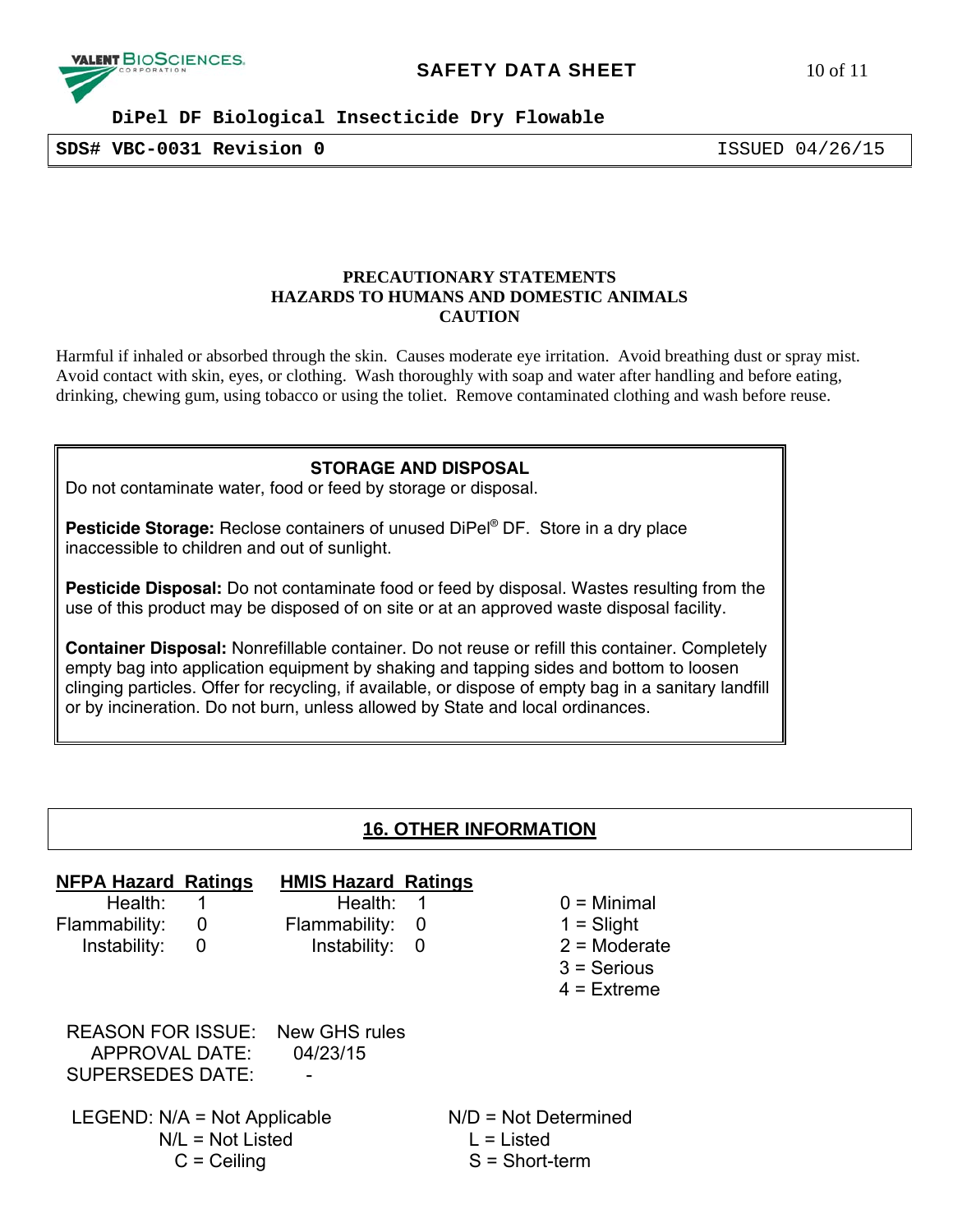### PRECAUTIONARY STATEMENTS
### HAZARDS TO HUMANS AND DOMESTIC ANIMALS
### CAUTION

Harmful if inhaled or absorbed through the skin. Causes moderate eye irritation. Avoid breathing dust or spray mist. Avoid contact with skin, eyes, or clothing. Wash thoroughly with soap and water after handling and before eating, drinking, chewing gum, using tobacco or using the toliet. Remove contaminated clothing and wash before reuse.

**STORAGE AND DISPOSAL**

Do not contaminate water, food or feed by storage or disposal.

**Pesticide Storage:** Reclose containers of unused DiPel® DF. Store in a dry place inaccessible to children and out of sunlight.

**Pesticide Disposal:** Do not contaminate food or feed by disposal. Wastes resulting from the use of this product may be disposed of on site or at an approved waste disposal facility.

**Container Disposal:** Nonrefillable container. Do not reuse or refill this container. Completely empty bag into application equipment by shaking and tapping sides and bottom to loosen clinging particles. Offer for recycling, if available, or dispose of empty bag in a sanitary landfill or by incineration. Do not burn, unless allowed by State and local ordinances.

## 16. OTHER INFORMATION

| NFPA Hazard Ratings | | HMIS Hazard Ratings | | |
|---|---|---|---|---|
| Health: | 1 | Health: | 1 | 0 = Minimal |
| Flammability: | 0 | Flammability: | 0 | 1 = Slight |
| Instability: | 0 | Instability: | 0 | 2 = Moderate |
| | | | | 3 = Serious |
| | | | | 4 = Extreme |

REASON FOR ISSUE: New GHS rules
APPROVAL DATE: 04/23/15
SUPERSEDES DATE: -

LEGEND:
N/A = Not Applicable
N/L = Not Listed
C = Ceiling
N/D = Not Determined
L = Listed
S = Short-term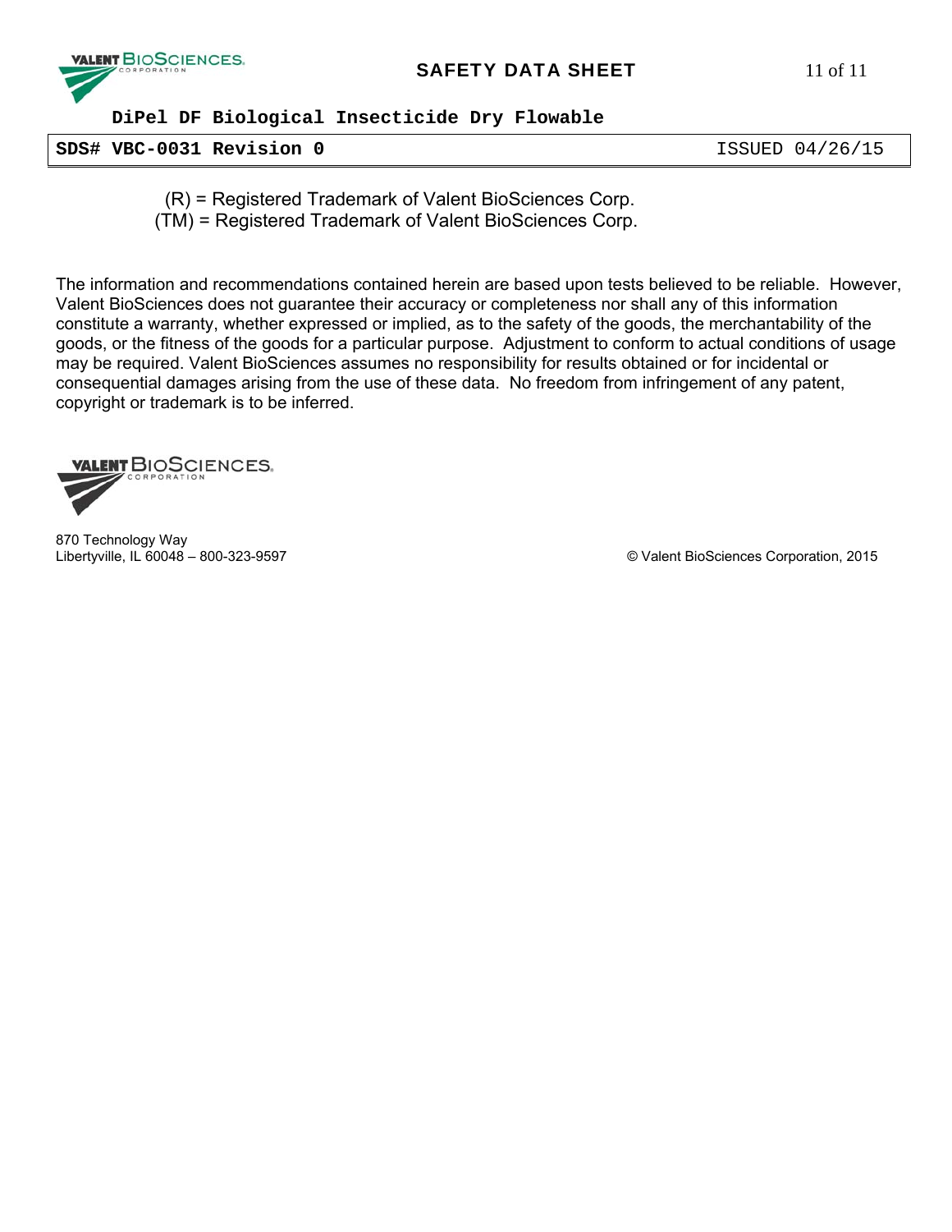(R) = Registered Trademark of Valent BioSciences Corp.
(TM) = Registered Trademark of Valent BioSciences Corp.

The information and recommendations contained herein are based upon tests believed to be reliable. However, Valent BioSciences does not guarantee their accuracy or completeness nor shall any of this information constitute a warranty, whether expressed or implied, as to the safety of the goods, the merchantability of the goods, or the fitness of the goods for a particular purpose. Adjustment to conform to actual conditions of usage may be required. Valent BioSciences assumes no responsibility for results obtained or for incidental or consequential damages arising from the use of these data. No freedom from infringement of any patent, copyright or trademark is to be inferred.

VALENT BIOSCIENCES CORPORATION

870 Technology Way
Libertyville, IL 60048 – 800-323-9597

© Valent BioSciences Corporation, 2015